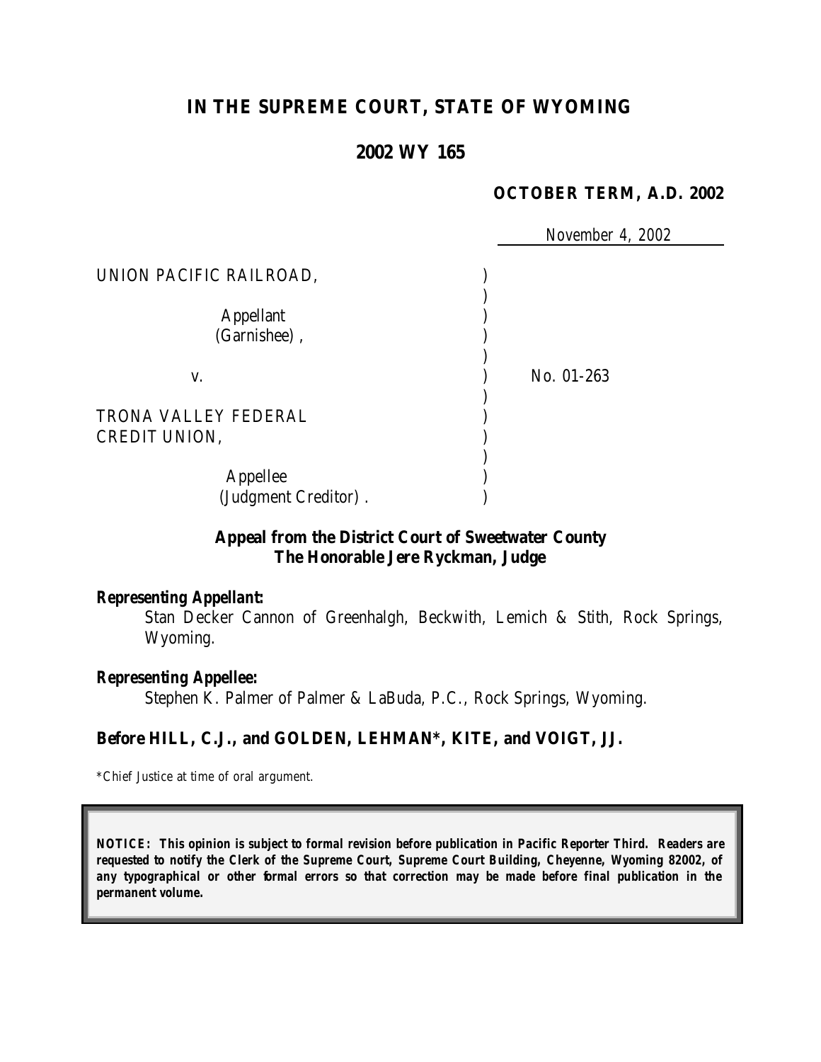# IN THE SUPREME COURT, STATE OF WYOMING

## 2002 WY 165

**OCTOBER TERM, A.D. 2002**

November 4, 2002

UNION PACIFIC RAILROAD,

Appellant (Garnishee),

v.

TRONA VALLEY FEDERAL CREDIT UNION,

Appellee (Judgment Creditor).

No. 01-263

**Appeal from the District Court of Sweetwater County**
**The Honorable Jere Ryckman, Judge**

***Representing Appellant:***

Stan Decker Cannon of Greenhalgh, Beckwith, Lemich & Stith, Rock Springs, Wyoming.

***Representing Appellee:***

Stephen K. Palmer of Palmer & LaBuda, P.C., Rock Springs, Wyoming.

**Before HILL, C.J., and GOLDEN, LEHMAN\*, KITE, and VOIGT, JJ.**

\*Chief Justice at time of oral argument.

***NOTICE: This opinion is subject to formal revision before publication in Pacific Reporter Third. Readers are requested to notify the Clerk of the Supreme Court, Supreme Court Building, Cheyenne, Wyoming 82002, of any typographical or other formal errors so that correction may be made before final publication in the permanent volume.***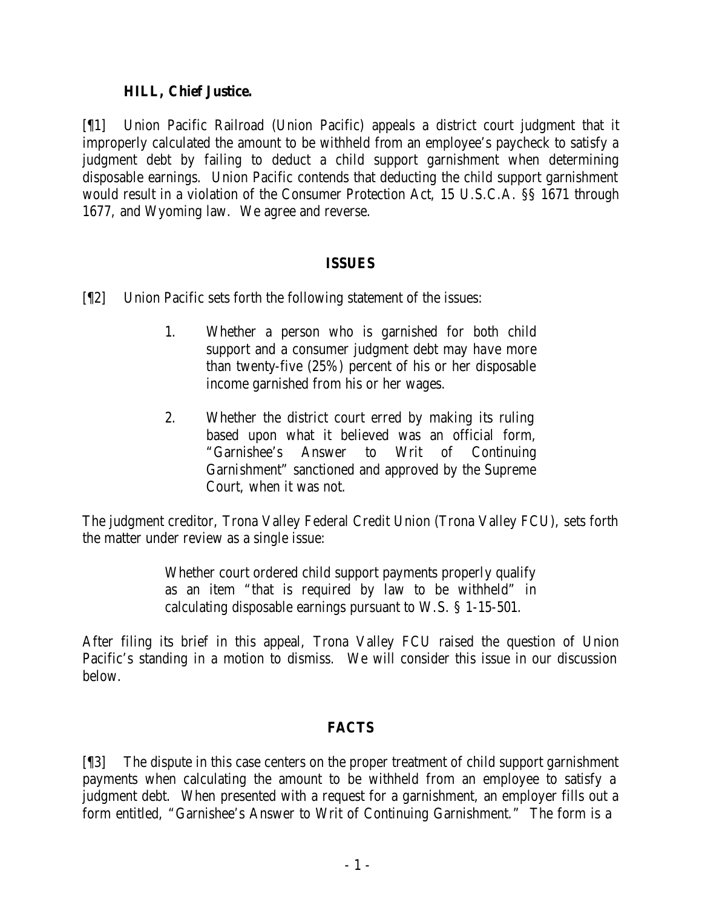**HILL, Chief Justice.**

[¶1] Union Pacific Railroad (Union Pacific) appeals a district court judgment that it improperly calculated the amount to be withheld from an employee's paycheck to satisfy a judgment debt by failing to deduct a child support garnishment when determining disposable earnings. Union Pacific contends that deducting the child support garnishment would result in a violation of the Consumer Protection Act, 15 U.S.C.A. §§ 1671 through 1677, and Wyoming law. We agree and reverse.

## ISSUES

[¶2] Union Pacific sets forth the following statement of the issues:

> 1. Whether a person who is garnished for both child support and a consumer judgment debt may have more than twenty-five (25%) percent of his or her disposable income garnished from his or her wages.
>
> 2. Whether the district court erred by making its ruling based upon what it believed was an official form, "Garnishee's Answer to Writ of Continuing Garnishment" sanctioned and approved by the Supreme Court, when it was not.

The judgment creditor, Trona Valley Federal Credit Union (Trona Valley FCU), sets forth the matter under review as a single issue:

> Whether court ordered child support payments properly qualify as an item "that is required by law to be withheld" in calculating disposable earnings pursuant to W.S. § 1-15-501.

After filing its brief in this appeal, Trona Valley FCU raised the question of Union Pacific's standing in a motion to dismiss. We will consider this issue in our discussion below.

## FACTS

[¶3] The dispute in this case centers on the proper treatment of child support garnishment payments when calculating the amount to be withheld from an employee to satisfy a judgment debt. When presented with a request for a garnishment, an employer fills out a form entitled, "Garnishee's Answer to Writ of Continuing Garnishment." The form is a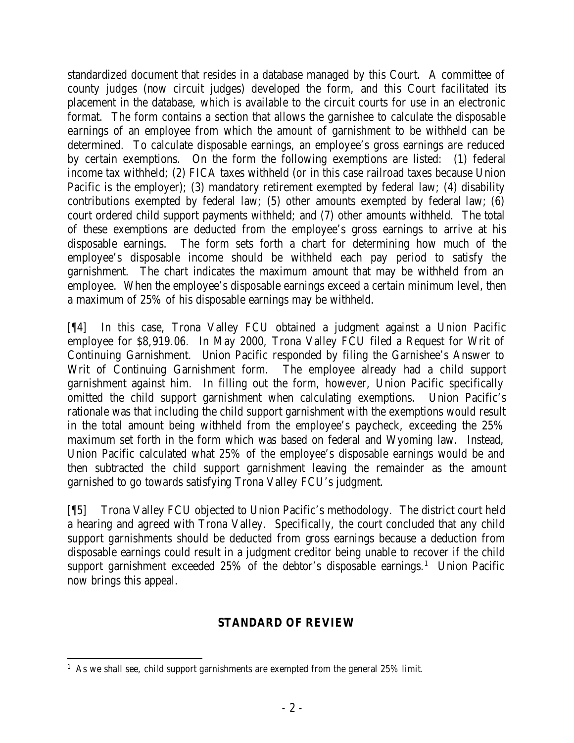standardized document that resides in a database managed by this Court. A committee of county judges (now circuit judges) developed the form, and this Court facilitated its placement in the database, which is available to the circuit courts for use in an electronic format. The form contains a section that allows the garnishee to calculate the disposable earnings of an employee from which the amount of garnishment to be withheld can be determined. To calculate disposable earnings, an employee's gross earnings are reduced by certain exemptions. On the form the following exemptions are listed: (1) federal income tax withheld; (2) FICA taxes withheld (or in this case railroad taxes because Union Pacific is the employer); (3) mandatory retirement exempted by federal law; (4) disability contributions exempted by federal law; (5) other amounts exempted by federal law; (6) court ordered child support payments withheld; and (7) other amounts withheld. The total of these exemptions are deducted from the employee's gross earnings to arrive at his disposable earnings. The form sets forth a chart for determining how much of the employee's disposable income should be withheld each pay period to satisfy the garnishment. The chart indicates the maximum amount that may be withheld from an employee. When the employee's disposable earnings exceed a certain minimum level, then a maximum of 25% of his disposable earnings may be withheld.

[¶4] In this case, Trona Valley FCU obtained a judgment against a Union Pacific employee for $8,919.06. In May 2000, Trona Valley FCU filed a Request for Writ of Continuing Garnishment. Union Pacific responded by filing the Garnishee's Answer to Writ of Continuing Garnishment form. The employee already had a child support garnishment against him. In filling out the form, however, Union Pacific specifically omitted the child support garnishment when calculating exemptions. Union Pacific's rationale was that including the child support garnishment with the exemptions would result in the total amount being withheld from the employee's paycheck, exceeding the 25% maximum set forth in the form which was based on federal and Wyoming law. Instead, Union Pacific calculated what 25% of the employee's disposable earnings would be and then subtracted the child support garnishment leaving the remainder as the amount garnished to go towards satisfying Trona Valley FCU's judgment.

[¶5] Trona Valley FCU objected to Union Pacific's methodology. The district court held a hearing and agreed with Trona Valley. Specifically, the court concluded that any child support garnishments should be deducted from gross earnings because a deduction from disposable earnings could result in a judgment creditor being unable to recover if the child support garnishment exceeded 25% of the debtor's disposable earnings.[1] Union Pacific now brings this appeal.

## STANDARD OF REVIEW

[1] As we shall see, child support garnishments are exempted from the general 25% limit.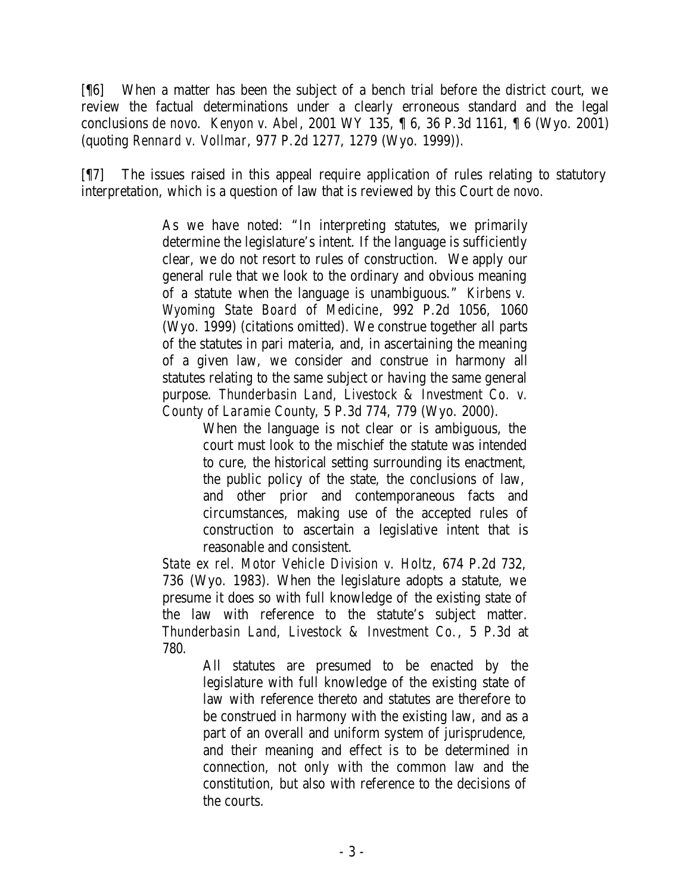[¶6] When a matter has been the subject of a bench trial before the district court, we review the factual determinations under a clearly erroneous standard and the legal conclusions *de novo*. *Kenyon v. Abel*, 2001 WY 135, ¶ 6, 36 P.3d 1161, ¶ 6 (Wyo. 2001) (quoting *Rennard v. Vollmar*, 977 P.2d 1277, 1279 (Wyo. 1999)).

[¶7] The issues raised in this appeal require application of rules relating to statutory interpretation, which is a question of law that is reviewed by this Court *de novo.*

> As we have noted: "In interpreting statutes, we primarily determine the legislature's intent. If the language is sufficiently clear, we do not resort to rules of construction. We apply our general rule that we look to the ordinary and obvious meaning of a statute when the language is unambiguous." *Kirbens v. Wyoming State Board of Medicine*, 992 P.2d 1056, 1060 (Wyo. 1999) (citations omitted). We construe together all parts of the statutes in pari materia, and, in ascertaining the meaning of a given law, we consider and construe in harmony all statutes relating to the same subject or having the same general purpose. *Thunderbasin Land, Livestock & Investment Co. v. County of Laramie County*, 5 P.3d 774, 779 (Wyo. 2000).
>
> > When the language is not clear or is ambiguous, the court must look to the mischief the statute was intended to cure, the historical setting surrounding its enactment, the public policy of the state, the conclusions of law, and other prior and contemporaneous facts and circumstances, making use of the accepted rules of construction to ascertain a legislative intent that is reasonable and consistent.
>
> *State ex rel. Motor Vehicle Division v. Holtz*, 674 P.2d 732, 736 (Wyo. 1983). When the legislature adopts a statute, we presume it does so with full knowledge of the existing state of the law with reference to the statute's subject matter. *Thunderbasin Land, Livestock & Investment Co.*, 5 P.3d at 780.
>
> > All statutes are presumed to be enacted by the legislature with full knowledge of the existing state of law with reference thereto and statutes are therefore to be construed in harmony with the existing law, and as a part of an overall and uniform system of jurisprudence, and their meaning and effect is to be determined in connection, not only with the common law and the constitution, but also with reference to the decisions of the courts.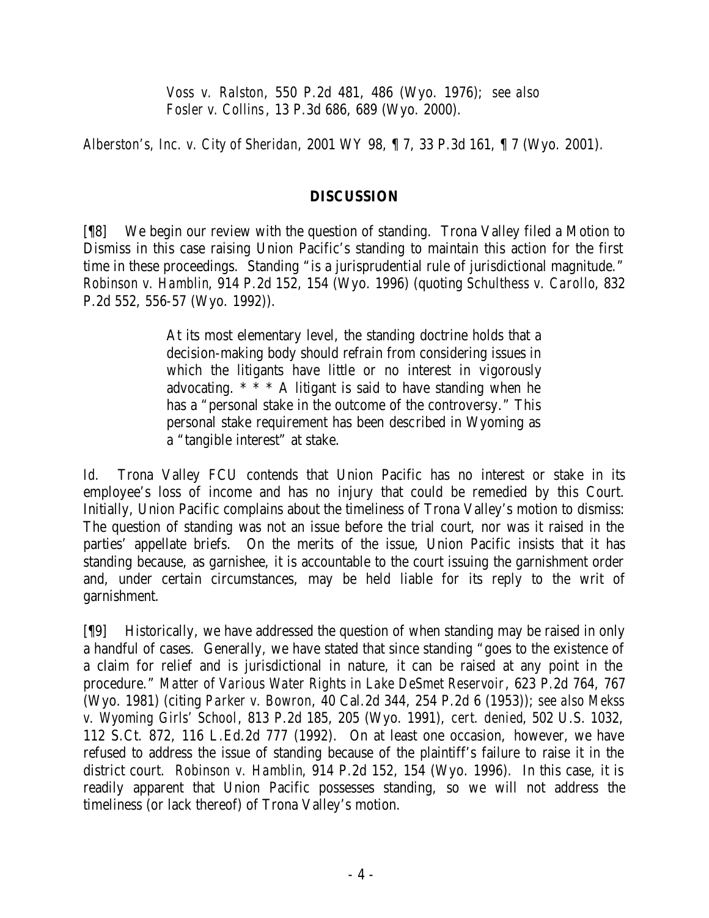> *Voss v. Ralston*, 550 P.2d 481, 486 (Wyo. 1976); *see also Fosler v. Collins*, 13 P.3d 686, 689 (Wyo. 2000).

*Alberston's, Inc. v. City of Sheridan*, 2001 WY 98, ¶ 7, 33 P.3d 161, ¶ 7 (Wyo. 2001).

## DISCUSSION

[¶8] We begin our review with the question of standing. Trona Valley filed a Motion to Dismiss in this case raising Union Pacific's standing to maintain this action for the first time in these proceedings. Standing "is a jurisprudential rule of jurisdictional magnitude." *Robinson v. Hamblin*, 914 P.2d 152, 154 (Wyo. 1996) (quoting *Schulthess v. Carollo*, 832 P.2d 552, 556-57 (Wyo. 1992)).

> At its most elementary level, the standing doctrine holds that a decision-making body should refrain from considering issues in which the litigants have little or no interest in vigorously advocating. * * * A litigant is said to have standing when he has a "personal stake in the outcome of the controversy." This personal stake requirement has been described in Wyoming as a "tangible interest" at stake.

*Id.* Trona Valley FCU contends that Union Pacific has no interest or stake in its employee's loss of income and has no injury that could be remedied by this Court. Initially, Union Pacific complains about the timeliness of Trona Valley's motion to dismiss: The question of standing was not an issue before the trial court, nor was it raised in the parties' appellate briefs. On the merits of the issue, Union Pacific insists that it has standing because, as garnishee, it is accountable to the court issuing the garnishment order and, under certain circumstances, may be held liable for its reply to the writ of garnishment.

[¶9] Historically, we have addressed the question of when standing may be raised in only a handful of cases. Generally, we have stated that since standing "goes to the existence of a claim for relief and is jurisdictional in nature, it can be raised at any point in the procedure." *Matter of Various Water Rights in Lake DeSmet Reservoir*, 623 P.2d 764, 767 (Wyo. 1981) (citing *Parker v. Bowron*, 40 Cal.2d 344, 254 P.2d 6 (1953)); *see also Mekss v. Wyoming Girls' School*, 813 P.2d 185, 205 (Wyo. 1991), *cert. denied*, 502 U.S. 1032, 112 S.Ct. 872, 116 L.Ed.2d 777 (1992). On at least one occasion, however, we have refused to address the issue of standing because of the plaintiff's failure to raise it in the district court. *Robinson v. Hamblin*, 914 P.2d 152, 154 (Wyo. 1996). In this case, it is readily apparent that Union Pacific possesses standing, so we will not address the timeliness (or lack thereof) of Trona Valley's motion.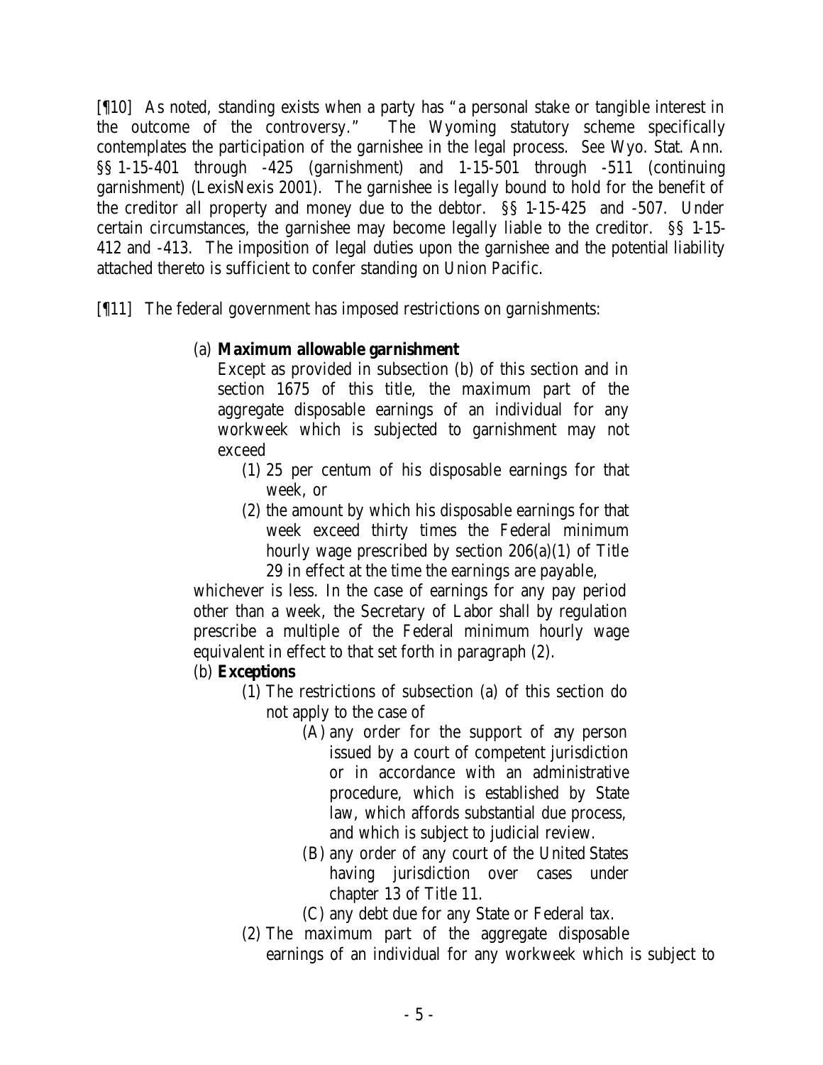[¶10] As noted, standing exists when a party has "a personal stake or tangible interest in the outcome of the controversy." The Wyoming statutory scheme specifically contemplates the participation of the garnishee in the legal process. *See* Wyo. Stat. Ann. §§ 1-15-401 through -425 (garnishment) and 1-15-501 through -511 (continuing garnishment) (LexisNexis 2001). The garnishee is legally bound to hold for the benefit of the creditor all property and money due to the debtor. §§ 1-15-425 and -507. Under certain circumstances, the garnishee may become legally liable to the creditor. §§ 1-15-412 and -413. The imposition of legal duties upon the garnishee and the potential liability attached thereto is sufficient to confer standing on Union Pacific.

[¶11] The federal government has imposed restrictions on garnishments:

> (a) **Maximum allowable garnishment**
>
> Except as provided in subsection (b) of this section and in section 1675 of this title, the maximum part of the aggregate disposable earnings of an individual for any workweek which is subjected to garnishment may not exceed
>
> (1) 25 per centum of his disposable earnings for that week, or
>
> (2) the amount by which his disposable earnings for that week exceed thirty times the Federal minimum hourly wage prescribed by section 206(a)(1) of Title 29 in effect at the time the earnings are payable,
>
> whichever is less. In the case of earnings for any pay period other than a week, the Secretary of Labor shall by regulation prescribe a multiple of the Federal minimum hourly wage equivalent in effect to that set forth in paragraph (2).
>
> (b) **Exceptions**
>
> (1) The restrictions of subsection (a) of this section do not apply to the case of
>
> (A) any order for the support of any person issued by a court of competent jurisdiction or in accordance with an administrative procedure, which is established by State law, which affords substantial due process, and which is subject to judicial review.
>
> (B) any order of any court of the United States having jurisdiction over cases under chapter 13 of Title 11.
>
> (C) any debt due for any State or Federal tax.
>
> (2) The maximum part of the aggregate disposable earnings of an individual for any workweek which is subject to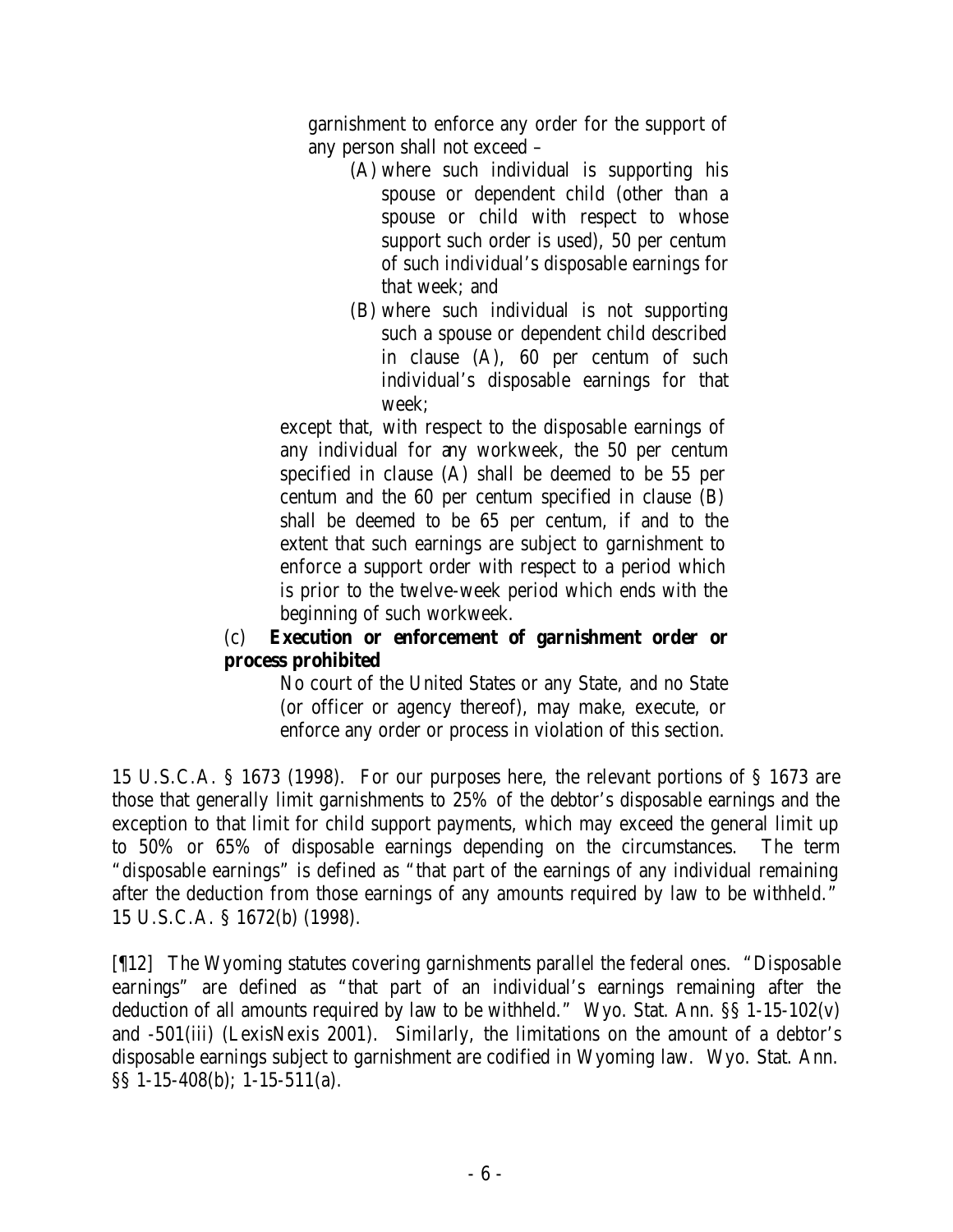> garnishment to enforce any order for the support of any person shall not exceed –
>
> > (A) where such individual is supporting his spouse or dependent child (other than a spouse or child with respect to whose support such order is used), 50 per centum of such individual's disposable earnings for that week; and
> >
> > (B) where such individual is not supporting such a spouse or dependent child described in clause (A), 60 per centum of such individual's disposable earnings for that week;
>
> except that, with respect to the disposable earnings of any individual for any workweek, the 50 per centum specified in clause (A) shall be deemed to be 55 per centum and the 60 per centum specified in clause (B) shall be deemed to be 65 per centum, if and to the extent that such earnings are subject to garnishment to enforce a support order with respect to a period which is prior to the twelve-week period which ends with the beginning of such workweek.
>
> (c) **Execution or enforcement of garnishment order or process prohibited**
>
> > No court of the United States or any State, and no State (or officer or agency thereof), may make, execute, or enforce any order or process in violation of this section.

15 U.S.C.A. § 1673 (1998). For our purposes here, the relevant portions of § 1673 are those that generally limit garnishments to 25% of the debtor's disposable earnings and the exception to that limit for child support payments, which may exceed the general limit up to 50% or 65% of disposable earnings depending on the circumstances. The term "disposable earnings" is defined as "that part of the earnings of any individual remaining after the deduction from those earnings of any amounts required by law to be withheld." 15 U.S.C.A. § 1672(b) (1998).

[¶12] The Wyoming statutes covering garnishments parallel the federal ones. "Disposable earnings" are defined as "that part of an individual's earnings remaining after the deduction of all amounts required by law to be withheld." Wyo. Stat. Ann. §§ 1-15-102(v) and -501(iii) (LexisNexis 2001). Similarly, the limitations on the amount of a debtor's disposable earnings subject to garnishment are codified in Wyoming law. Wyo. Stat. Ann. §§ 1-15-408(b); 1-15-511(a).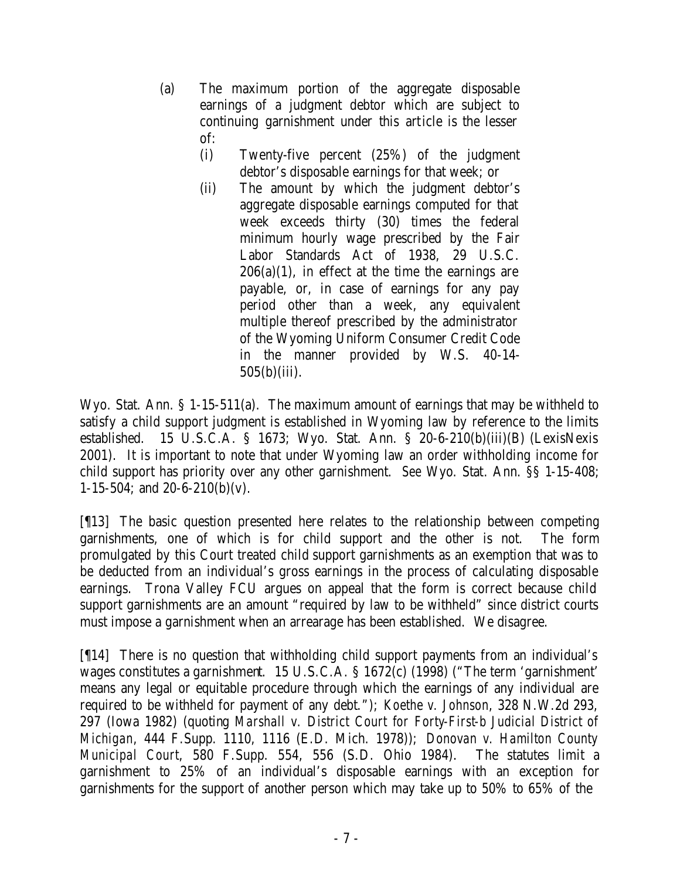> (a) The maximum portion of the aggregate disposable earnings of a judgment debtor which are subject to continuing garnishment under this article is the lesser of:
>
> (i) Twenty-five percent (25%) of the judgment debtor's disposable earnings for that week; or
>
> (ii) The amount by which the judgment debtor's aggregate disposable earnings computed for that week exceeds thirty (30) times the federal minimum hourly wage prescribed by the Fair Labor Standards Act of 1938, 29 U.S.C. 206(a)(1), in effect at the time the earnings are payable, or, in case of earnings for any pay period other than a week, any equivalent multiple thereof prescribed by the administrator of the Wyoming Uniform Consumer Credit Code in the manner provided by W.S. 40-14-505(b)(iii).

Wyo. Stat. Ann. § 1-15-511(a). The maximum amount of earnings that may be withheld to satisfy a child support judgment is established in Wyoming law by reference to the limits established. 15 U.S.C.A. § 1673; Wyo. Stat. Ann. § 20-6-210(b)(iii)(B) (LexisNexis 2001). It is important to note that under Wyoming law an order withholding income for child support has priority over any other garnishment. *See* Wyo. Stat. Ann. §§ 1-15-408; 1-15-504; and 20-6-210(b)(v).

[¶13] The basic question presented here relates to the relationship between competing garnishments, one of which is for child support and the other is not. The form promulgated by this Court treated child support garnishments as an exemption that was to be deducted from an individual's gross earnings in the process of calculating disposable earnings. Trona Valley FCU argues on appeal that the form is correct because child support garnishments are an amount "required by law to be withheld" since district courts must impose a garnishment when an arrearage has been established. We disagree.

[¶14] There is no question that withholding child support payments from an individual's wages constitutes a garnishment. 15 U.S.C.A. § 1672(c) (1998) ("The term 'garnishment' means any legal or equitable procedure through which the earnings of any individual are required to be withheld for payment of any debt."); *Koethe v. Johnson*, 328 N.W.2d 293, 297 (Iowa 1982) (quoting *Marshall v. District Court for Forty-First-b Judicial District of Michigan*, 444 F.Supp. 1110, 1116 (E.D. Mich. 1978)); *Donovan v. Hamilton County Municipal Court*, 580 F.Supp. 554, 556 (S.D. Ohio 1984). The statutes limit a garnishment to 25% of an individual's disposable earnings with an exception for garnishments for the support of another person which may take up to 50% to 65% of the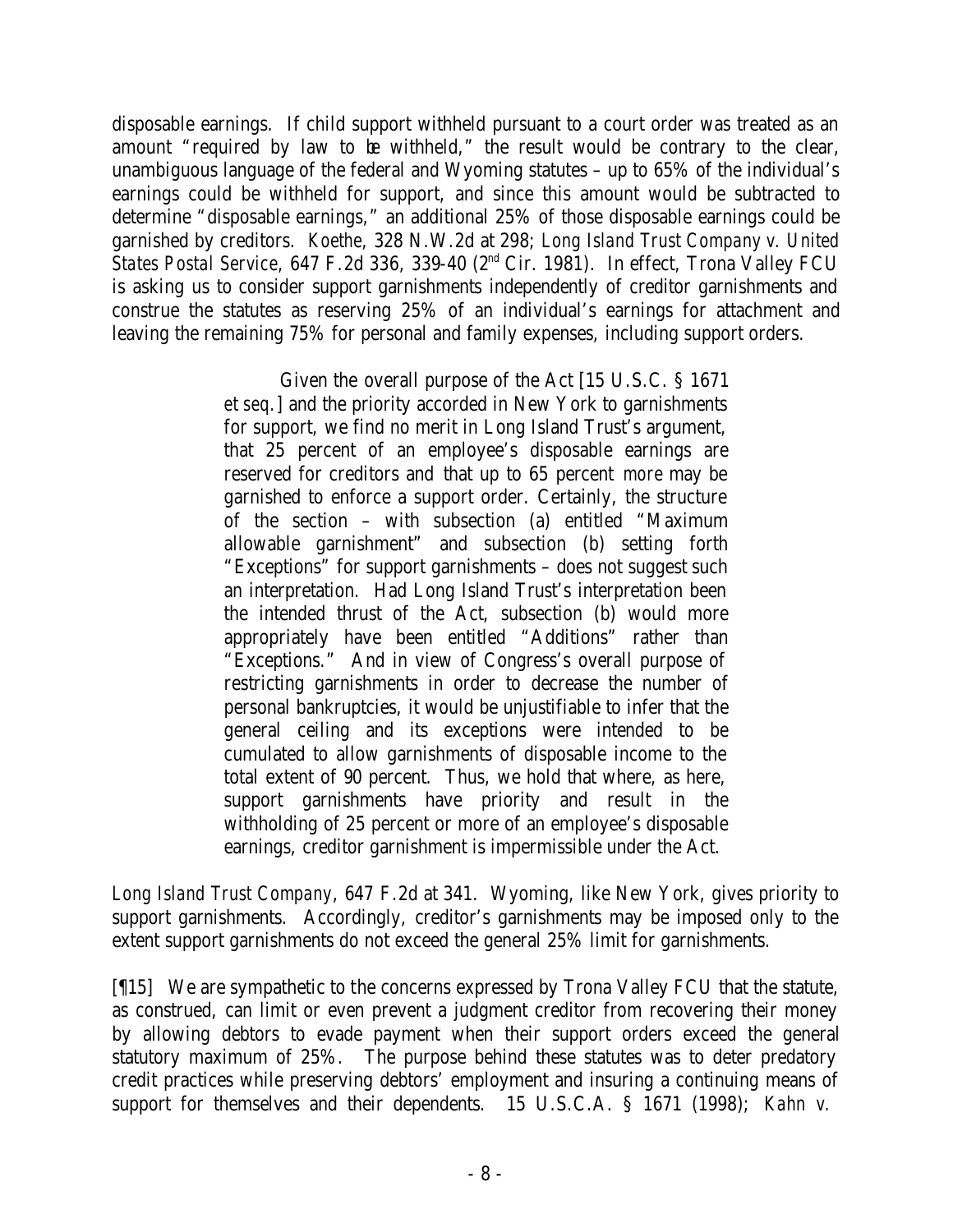disposable earnings. If child support withheld pursuant to a court order was treated as an amount "required by law to be withheld," the result would be contrary to the clear, unambiguous language of the federal and Wyoming statutes – up to 65% of the individual's earnings could be withheld for support, and since this amount would be subtracted to determine "disposable earnings," an additional 25% of those disposable earnings could be garnished by creditors. *Koethe*, 328 N.W.2d at 298; *Long Island Trust Company v. United States Postal Service*, 647 F.2d 336, 339-40 (2nd Cir. 1981). In effect, Trona Valley FCU is asking us to consider support garnishments independently of creditor garnishments and construe the statutes as reserving 25% of an individual's earnings for attachment and leaving the remaining 75% for personal and family expenses, including support orders.

> Given the overall purpose of the Act [15 U.S.C. § 1671 *et seq.*] and the priority accorded in New York to garnishments for support, we find no merit in Long Island Trust's argument, that 25 percent of an employee's disposable earnings are reserved for creditors and that up to 65 percent *more* may be garnished to enforce a support order. Certainly, the structure of the section – with subsection (a) entitled "Maximum allowable garnishment" and subsection (b) setting forth "Exceptions" for support garnishments – does not suggest such an interpretation. Had Long Island Trust's interpretation been the intended thrust of the Act, subsection (b) would more appropriately have been entitled "Additions" rather than "Exceptions." And in view of Congress's overall purpose of restricting garnishments in order to decrease the number of personal bankruptcies, it would be unjustifiable to infer that the general ceiling and its exceptions were intended to be cumulated to allow garnishments of disposable income to the total extent of 90 percent. Thus, we hold that where, as here, support garnishments have priority and result in the withholding of 25 percent or more of an employee's disposable earnings, creditor garnishment is impermissible under the Act.

*Long Island Trust Company*, 647 F.2d at 341. Wyoming, like New York, gives priority to support garnishments. Accordingly, creditor's garnishments may be imposed only to the extent support garnishments do not exceed the general 25% limit for garnishments.

[¶15] We are sympathetic to the concerns expressed by Trona Valley FCU that the statute, as construed, can limit or even prevent a judgment creditor from recovering their money by allowing debtors to evade payment when their support orders exceed the general statutory maximum of 25%. The purpose behind these statutes was to deter predatory credit practices while preserving debtors' employment and insuring a continuing means of support for themselves and their dependents. 15 U.S.C.A. § 1671 (1998); *Kahn v.*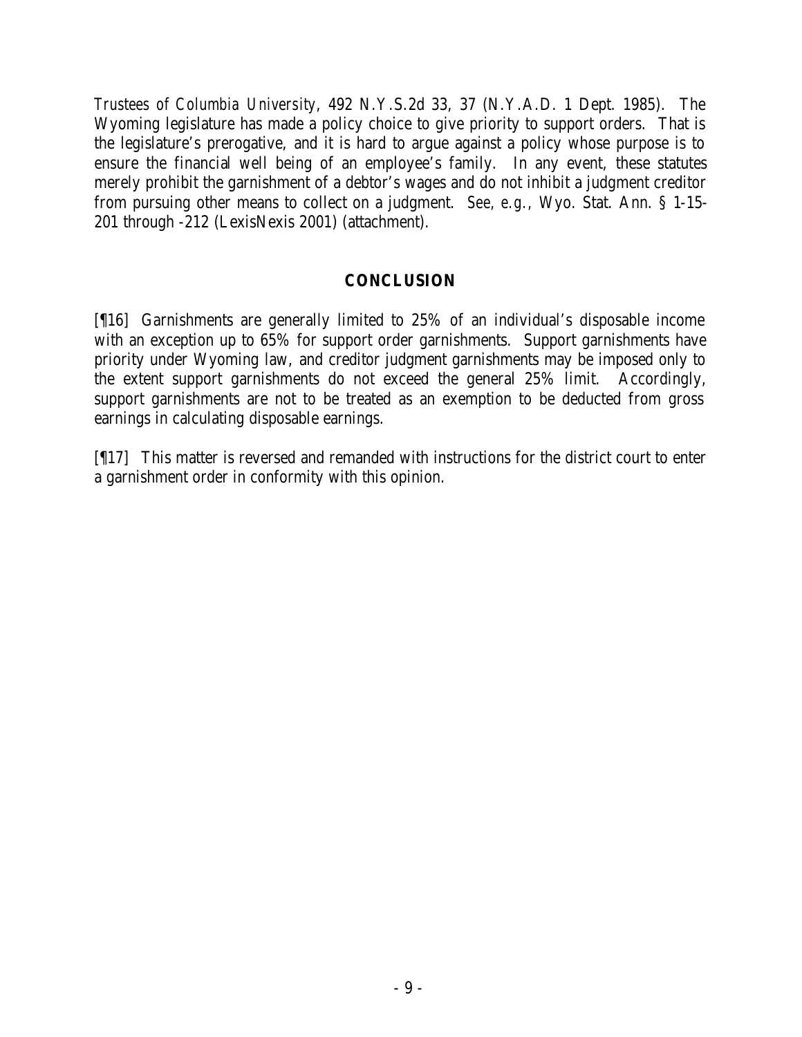*Trustees of Columbia University*, 492 N.Y.S.2d 33, 37 (N.Y.A.D. 1 Dept. 1985). The Wyoming legislature has made a policy choice to give priority to support orders. That is the legislature's prerogative, and it is hard to argue against a policy whose purpose is to ensure the financial well being of an employee's family. In any event, these statutes merely prohibit the garnishment of a debtor's wages and do not inhibit a judgment creditor from pursuing other means to collect on a judgment. *See, e.g.*, Wyo. Stat. Ann. § 1-15-201 through -212 (LexisNexis 2001) (attachment).

## CONCLUSION

[¶16] Garnishments are generally limited to 25% of an individual's disposable income with an exception up to 65% for support order garnishments. Support garnishments have priority under Wyoming law, and creditor judgment garnishments may be imposed only to the extent support garnishments do not exceed the general 25% limit. Accordingly, support garnishments are not to be treated as an exemption to be deducted from gross earnings in calculating disposable earnings.

[¶17] This matter is reversed and remanded with instructions for the district court to enter a garnishment order in conformity with this opinion.